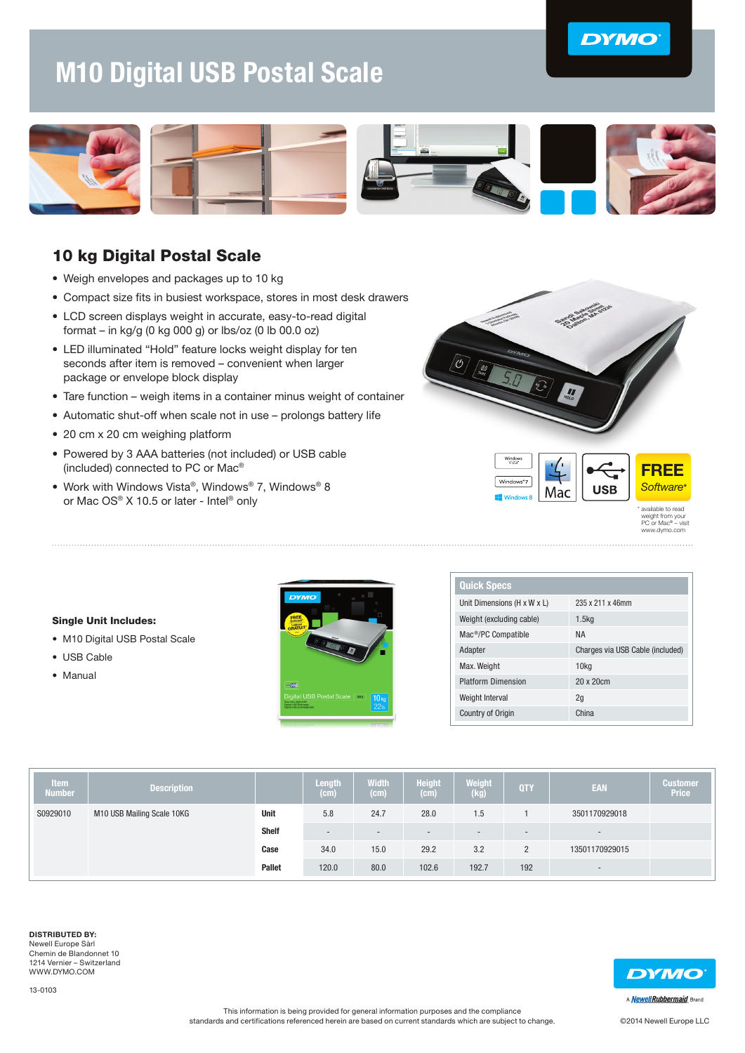# M10 Digital USB Postal Scale

## 10 kg Digital Postal Scale

- Weigh envelopes and packages up to 10 kg
- Compact size fits in busiest workspace, stores in most desk drawers
- LCD screen displays weight in accurate, easy-to-read digital format – in kg/g (0 kg 000 g) or lbs/oz (0 lb 00.0 oz)
- LED illuminated "Hold" feature locks weight display for ten seconds after item is removed – convenient when larger package or envelope block display
- Tare function – weigh items in a container minus weight of container
- Automatic shut-off when scale not in use – prolongs battery life
- 20 cm x 20 cm weighing platform
- Powered by 3 AAA batteries (not included) or USB cable (included) connected to PC or Mac®
- Work with Windows Vista®, Windows® 7, Windows® 8 or Mac OS® X 10.5 or later - Intel® only

Windows Vista | Windows 7 | Windows 8 | Mac | USB | **FREE** *Software**

\* available to read weight from your PC or Mac® – visit www.dymo.com

**Single Unit Includes:**

- M10 Digital USB Postal Scale
- USB Cable
- Manual

| Quick Specs | |
|---|---|
| Unit Dimensions (H x W x L) | 235 x 211 x 46mm |
| Weight (excluding cable) | 1.5kg |
| Mac®/PC Compatible | NA |
| Adapter | Charges via USB Cable (included) |
| Max. Weight | 10kg |
| Platform Dimension | 20 x 20cm |
| Weight Interval | 2g |
| Country of Origin | China |

| Item Number | Description | | Length (cm) | Width (cm) | Height (cm) | Weight (kg) | QTY | EAN | Customer Price |
|---|---|---|---|---|---|---|---|---|---|
| S0929010 | M10 USB Mailing Scale 10KG | **Unit** | 5.8 | 24.7 | 28.0 | 1.5 | 1 | 3501170929018 | |
| | | **Shelf** | - | - | - | - | - | - | |
| | | **Case** | 34.0 | 15.0 | 29.2 | 3.2 | 2 | 13501170929015 | |
| | | **Pallet** | 120.0 | 80.0 | 102.6 | 192.7 | 192 | - | |

**DISTRIBUTED BY:**
Newell Europe Sàrl
Chemin de Blandonnet 10
1214 Vernier – Switzerland
WWW.DYMO.COM

13-0103

DYMO
A NewellRubbermaid Brand

This information is being provided for general information purposes and the compliance standards and certifications referenced herein are based on current standards which are subject to change.

©2014 Newell Europe LLC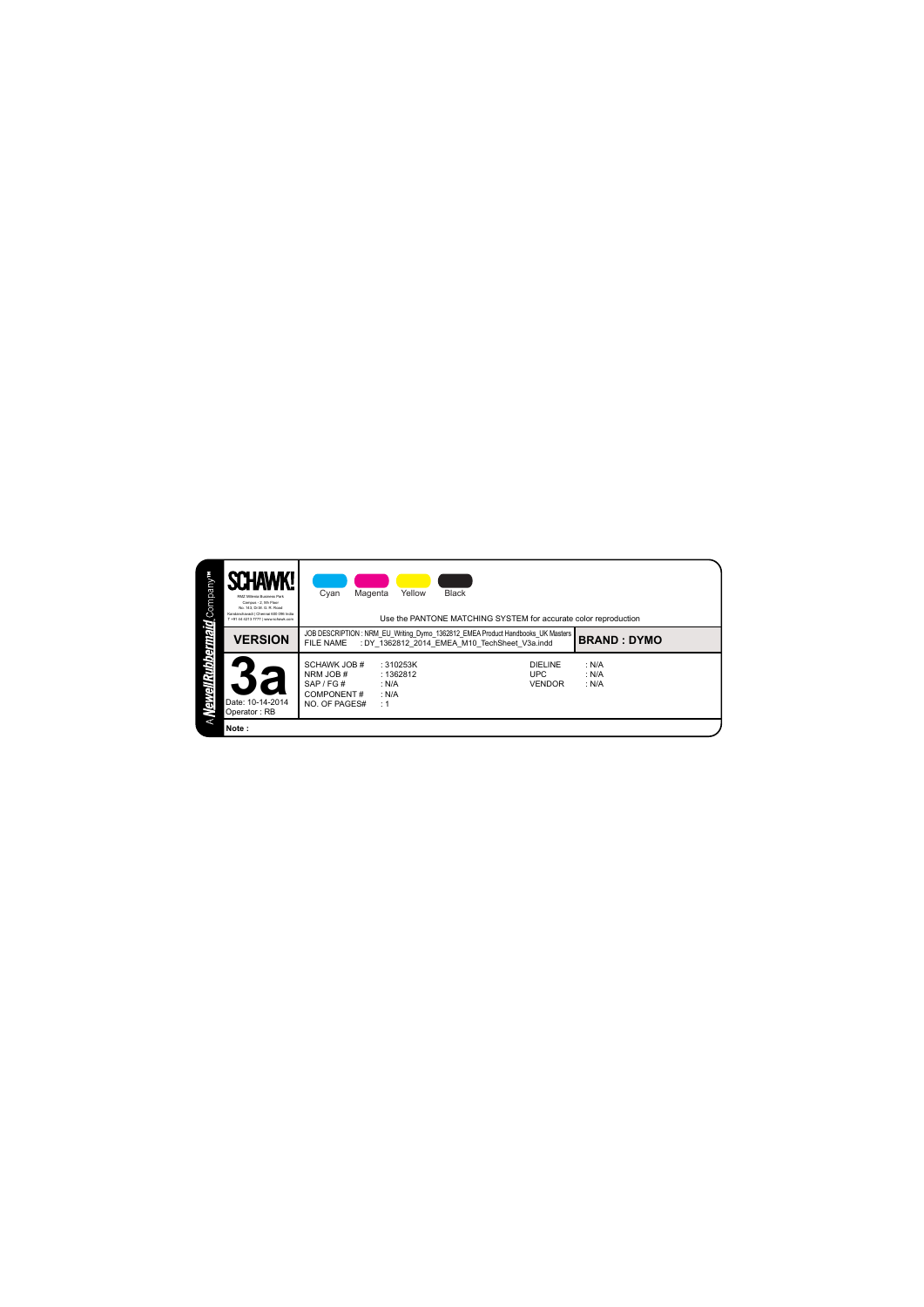A NewellRubbermaid Company™

SCHAWK!

RMZ Millenia Business Park
Campus - 2, 9th Floor
No. 143, Dr.M. G. R. Road
Kandanchavadi | Chennai 600 096 India
T +91 44 4213 7777 | www.schawk.com

Cyan Magenta Yellow Black

Use the PANTONE MATCHING SYSTEM for accurate color reproduction

**VERSION**

JOB DESCRIPTION : NRM_EU_Writing_Dymo_1362812_EMEA Product Handbooks_UK Masters
FILE NAME : DY_1362812_2014_EMEA_M10_TechSheet_V3a.indd

**BRAND : DYMO**

# 3a

Date: 10-14-2014
Operator : RB

| | | | |
|---|---|---|---|
| SCHAWK JOB # | : 310253K | DIELINE | : N/A |
| NRM JOB # | : 1362812 | UPC | : N/A |
| SAP / FG # | : N/A | VENDOR | : N/A |
| COMPONENT # | : N/A | | |
| NO. OF PAGES# | : 1 | | |

**Note :**